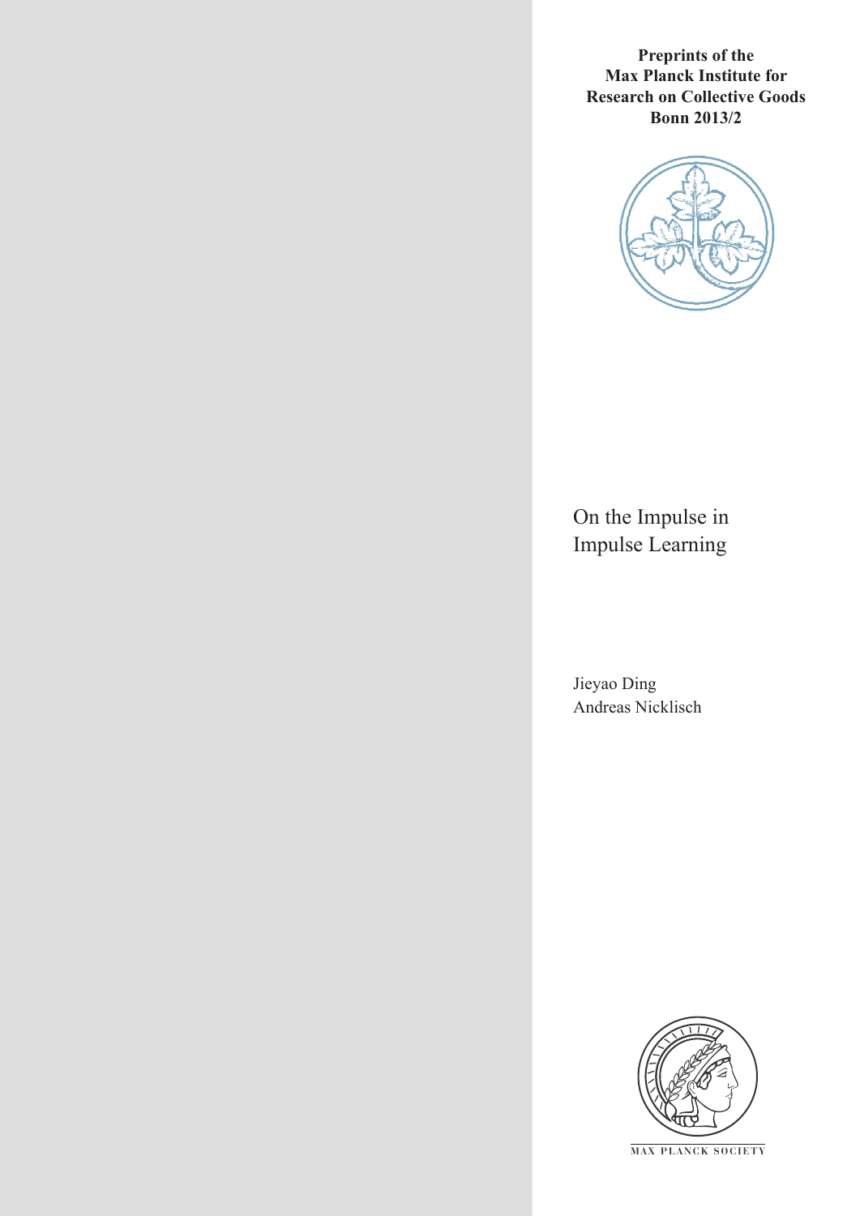**Preprints of the Max Planck Institute for Research on Collective Goods Bonn 2013/2**

# On the Impulse in Impulse Learning

Jieyao Ding
Andreas Nicklisch

MAX PLANCK SOCIETY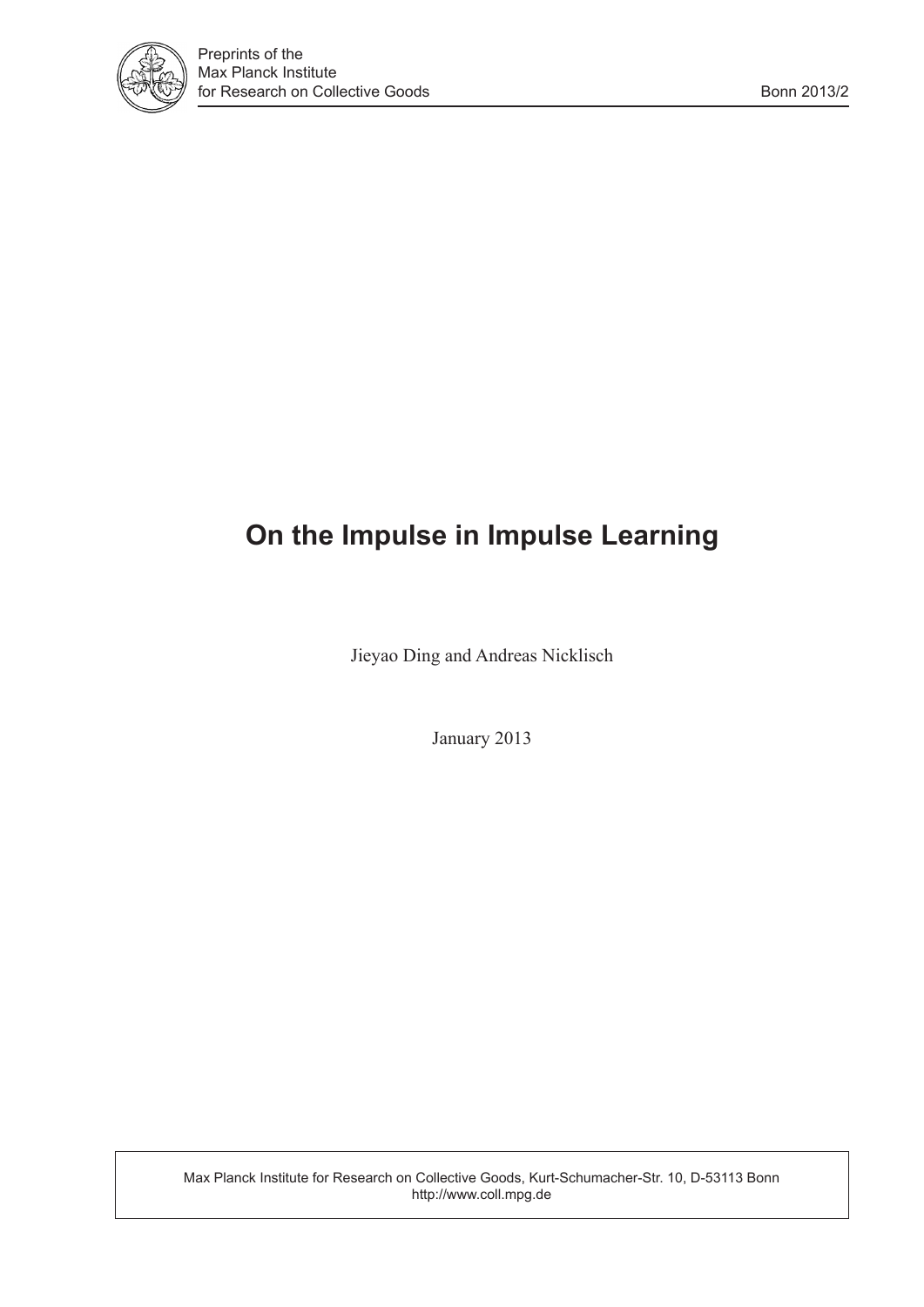# On the Impulse in Impulse Learning

Jieyao Ding and Andreas Nicklisch

January 2013

Max Planck Institute for Research on Collective Goods, Kurt-Schumacher-Str. 10, D-53113 Bonn
http://www.coll.mpg.de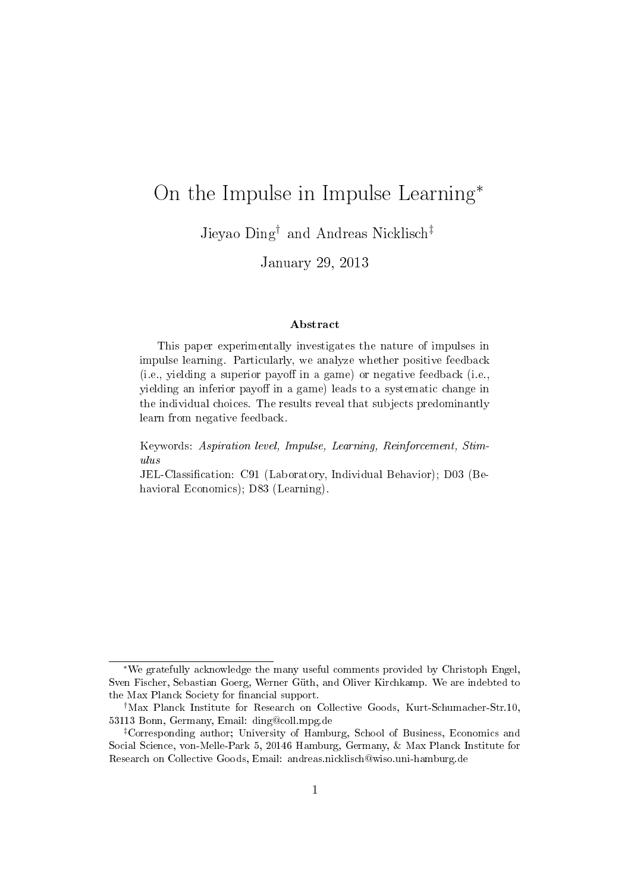# On the Impulse in Impulse Learning*

Jieyao Ding[†] and Andreas Nicklisch[‡]

January 29, 2013

### Abstract

This paper experimentally investigates the nature of impulses in impulse learning. Particularly, we analyze whether positive feedback (i.e., yielding a superior payoff in a game) or negative feedback (i.e., yielding an inferior payoff in a game) leads to a systematic change in the individual choices. The results reveal that subjects predominantly learn from negative feedback.

Keywords: *Aspiration level, Impulse, Learning, Reinforcement, Stimulus*

JEL-Classification: C91 (Laboratory, Individual Behavior); D03 (Behavioral Economics); D83 (Learning).

---

*We gratefully acknowledge the many useful comments provided by Christoph Engel, Sven Fischer, Sebastian Goerg, Werner Güth, and Oliver Kirchkamp. We are indebted to the Max Planck Society for financial support.

[†]Max Planck Institute for Research on Collective Goods, Kurt-Schumacher-Str.10, 53113 Bonn, Germany, Email: ding@coll.mpg.de

[‡]Corresponding author; University of Hamburg, School of Business, Economics and Social Science, von-Melle-Park 5, 20146 Hamburg, Germany, & Max Planck Institute for Research on Collective Goods, Email: andreas.nicklisch@wiso.uni-hamburg.de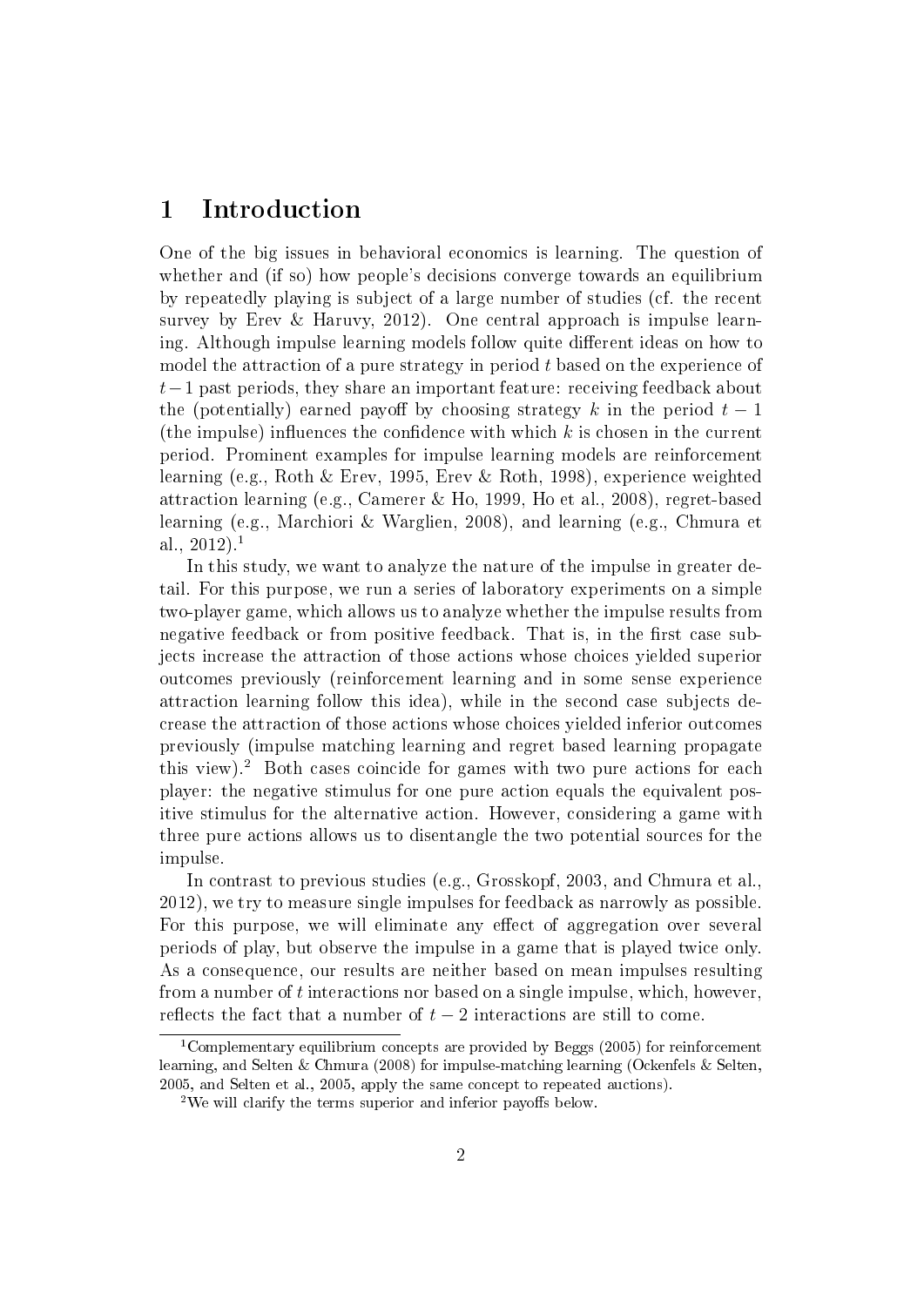# 1 Introduction

One of the big issues in behavioral economics is learning. The question of whether and (if so) how people's decisions converge towards an equilibrium by repeatedly playing is subject of a large number of studies (cf. the recent survey by Erev & Haruvy, 2012). One central approach is impulse learning. Although impulse learning models follow quite different ideas on how to model the attraction of a pure strategy in period $t$ based on the experience of $t-1$ past periods, they share an important feature: receiving feedback about the (potentially) earned payoff by choosing strategy $k$ in the period $t-1$ (the impulse) influences the confidence with which $k$ is chosen in the current period. Prominent examples for impulse learning models are reinforcement learning (e.g., Roth & Erev, 1995, Erev & Roth, 1998), experience weighted attraction learning (e.g., Camerer & Ho, 1999, Ho et al., 2008), regret-based learning (e.g., Marchiori & Warglien, 2008), and learning (e.g., Chmura et al., 2012).[1]

In this study, we want to analyze the nature of the impulse in greater detail. For this purpose, we run a series of laboratory experiments on a simple two-player game, which allows us to analyze whether the impulse results from negative feedback or from positive feedback. That is, in the first case subjects increase the attraction of those actions whose choices yielded superior outcomes previously (reinforcement learning and in some sense experience attraction learning follow this idea), while in the second case subjects decrease the attraction of those actions whose choices yielded inferior outcomes previously (impulse matching learning and regret based learning propagate this view).[2] Both cases coincide for games with two pure actions for each player: the negative stimulus for one pure action equals the equivalent positive stimulus for the alternative action. However, considering a game with three pure actions allows us to disentangle the two potential sources for the impulse.

In contrast to previous studies (e.g., Grosskopf, 2003, and Chmura et al., 2012), we try to measure single impulses for feedback as narrowly as possible. For this purpose, we will eliminate any effect of aggregation over several periods of play, but observe the impulse in a game that is played twice only. As a consequence, our results are neither based on mean impulses resulting from a number of $t$ interactions nor based on a single impulse, which, however, reflects the fact that a number of $t-2$ interactions are still to come.

[1] Complementary equilibrium concepts are provided by Beggs (2005) for reinforcement learning, and Selten & Chmura (2008) for impulse-matching learning (Ockenfels & Selten, 2005, and Selten et al., 2005, apply the same concept to repeated auctions).

[2] We will clarify the terms superior and inferior payoffs below.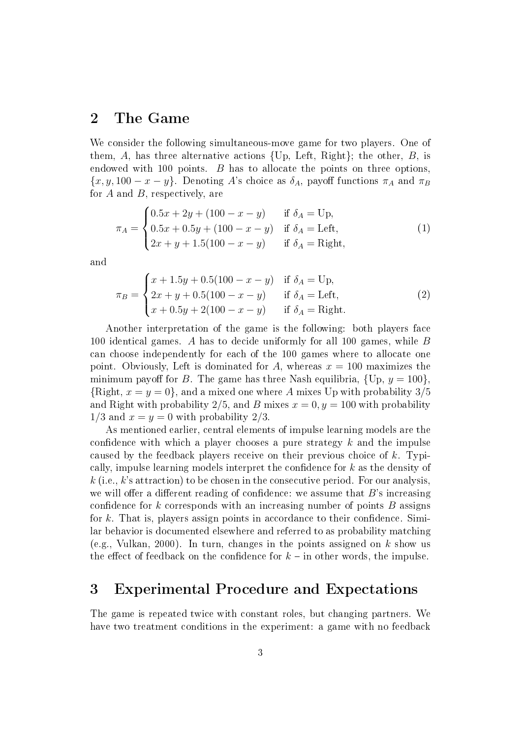## 2 The Game

We consider the following simultaneous-move game for two players. One of them, $A$, has three alternative actions {Up, Left, Right}; the other, $B$, is endowed with 100 points. $B$ has to allocate the points on three options, $\{x, y, 100 - x - y\}$. Denoting $A$'s choice as $\delta_A$, payoff functions $\pi_A$ and $\pi_B$ for $A$ and $B$, respectively, are

$$\pi_A = \begin{cases} 0.5x + 2y + (100 - x - y) & \text{if } \delta_A = \text{Up}, \\ 0.5x + 0.5y + (100 - x - y) & \text{if } \delta_A = \text{Left}, \\ 2x + y + 1.5(100 - x - y) & \text{if } \delta_A = \text{Right}, \end{cases} \tag{1}$$

and

$$\pi_B = \begin{cases} x + 1.5y + 0.5(100 - x - y) & \text{if } \delta_A = \text{Up}, \\ 2x + y + 0.5(100 - x - y) & \text{if } \delta_A = \text{Left}, \\ x + 0.5y + 2(100 - x - y) & \text{if } \delta_A = \text{Right}. \end{cases} \tag{2}$$

Another interpretation of the game is the following: both players face 100 identical games. $A$ has to decide uniformly for all 100 games, while $B$ can choose independently for each of the 100 games where to allocate one point. Obviously, Left is dominated for $A$, whereas $x = 100$ maximizes the minimum payoff for $B$. The game has three Nash equilibria, {Up, $y = 100$}, {Right, $x = y = 0$}, and a mixed one where $A$ mixes Up with probability 3/5 and Right with probability 2/5, and $B$ mixes $x = 0, y = 100$ with probability 1/3 and $x = y = 0$ with probability 2/3.

As mentioned earlier, central elements of impulse learning models are the confidence with which a player chooses a pure strategy $k$ and the impulse caused by the feedback players receive on their previous choice of $k$. Typically, impulse learning models interpret the confidence for $k$ as the density of $k$ (i.e., $k$'s attraction) to be chosen in the consecutive period. For our analysis, we will offer a different reading of confidence: we assume that $B$'s increasing confidence for $k$ corresponds with an increasing number of points $B$ assigns for $k$. That is, players assign points in accordance to their confidence. Similar behavior is documented elsewhere and referred to as probability matching (e.g., Vulkan, 2000). In turn, changes in the points assigned on $k$ show us the effect of feedback on the confidence for $k$ – in other words, the impulse.

## 3 Experimental Procedure and Expectations

The game is repeated twice with constant roles, but changing partners. We have two treatment conditions in the experiment: a game with no feedback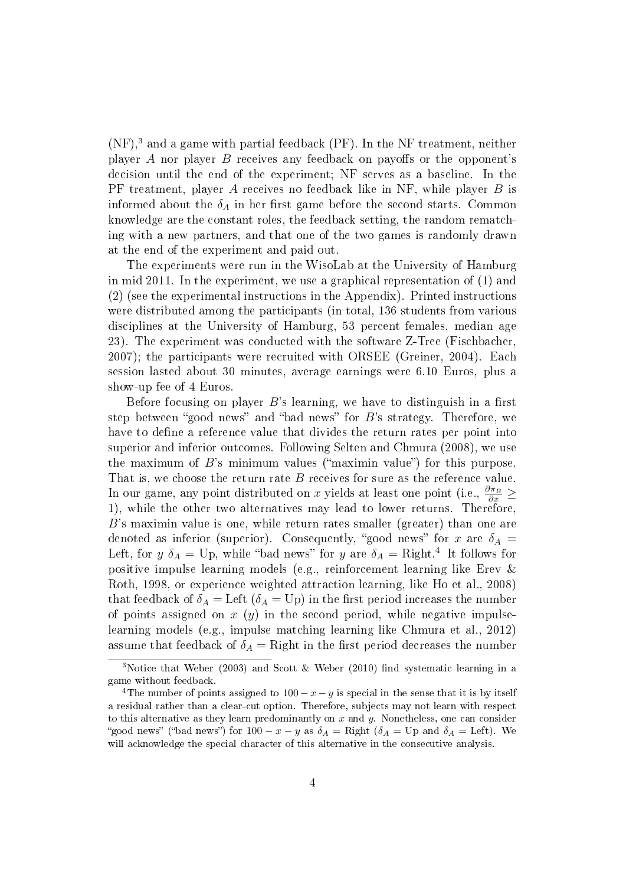(NF),[3] and a game with partial feedback (PF). In the NF treatment, neither player $A$ nor player $B$ receives any feedback on payoffs or the opponent's decision until the end of the experiment; NF serves as a baseline. In the PF treatment, player $A$ receives no feedback like in NF, while player $B$ is informed about the $\delta_A$ in her first game before the second starts. Common knowledge are the constant roles, the feedback setting, the random rematching with a new partners, and that one of the two games is randomly drawn at the end of the experiment and paid out.

The experiments were run in the WisoLab at the University of Hamburg in mid 2011. In the experiment, we use a graphical representation of (1) and (2) (see the experimental instructions in the Appendix). Printed instructions were distributed among the participants (in total, 136 students from various disciplines at the University of Hamburg, 53 percent females, median age 23). The experiment was conducted with the software Z-Tree (Fischbacher, 2007); the participants were recruited with ORSEE (Greiner, 2004). Each session lasted about 30 minutes, average earnings were 6.10 Euros, plus a show-up fee of 4 Euros.

Before focusing on player $B$'s learning, we have to distinguish in a first step between "good news" and "bad news" for $B$'s strategy. Therefore, we have to define a reference value that divides the return rates per point into superior and inferior outcomes. Following Selten and Chmura (2008), we use the maximum of $B$'s minimum values ("maximin value") for this purpose. That is, we choose the return rate $B$ receives for sure as the reference value. In our game, any point distributed on $x$ yields at least one point (i.e., $\frac{\partial \pi_B}{\partial x} \geq 1$), while the other two alternatives may lead to lower returns. Therefore, $B$'s maximin value is one, while return rates smaller (greater) than one are denoted as inferior (superior). Consequently, "good news" for $x$ are $\delta_A =$ Left, for $y$ $\delta_A =$ Up, while "bad news" for $y$ are $\delta_A =$ Right.[4] It follows for positive impulse learning models (e.g., reinforcement learning like Erev & Roth, 1998, or experience weighted attraction learning, like Ho et al., 2008) that feedback of $\delta_A =$ Left ($\delta_A =$ Up) in the first period increases the number of points assigned on $x$ ($y$) in the second period, while negative impulse-learning models (e.g., impulse matching learning like Chmura et al., 2012) assume that feedback of $\delta_A =$ Right in the first period decreases the number

[3] Notice that Weber (2003) and Scott & Weber (2010) find systematic learning in a game without feedback.

[4] The number of points assigned to $100 - x - y$ is special in the sense that it is by itself a residual rather than a clear-cut option. Therefore, subjects may not learn with respect to this alternative as they learn predominantly on $x$ and $y$. Nonetheless, one can consider "good news" ("bad news") for $100 - x - y$ as $\delta_A =$ Right ($\delta_A =$ Up and $\delta_A =$ Left). We will acknowledge the special character of this alternative in the consecutive analysis.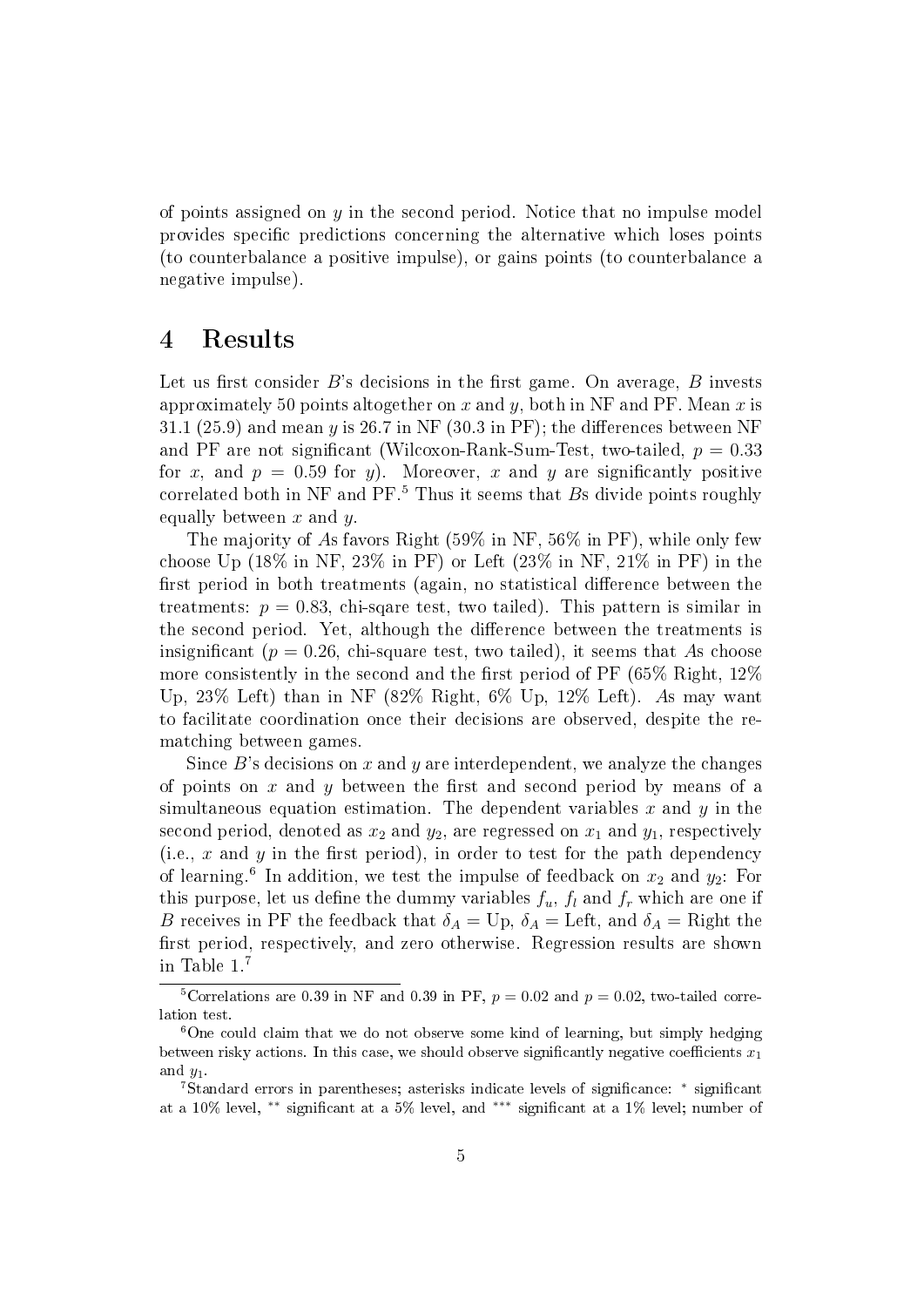of points assigned on $y$ in the second period. Notice that no impulse model provides specific predictions concerning the alternative which loses points (to counterbalance a positive impulse), or gains points (to counterbalance a negative impulse).

# 4 Results

Let us first consider $B$'s decisions in the first game. On average, $B$ invests approximately 50 points altogether on $x$ and $y$, both in NF and PF. Mean $x$ is 31.1 (25.9) and mean $y$ is 26.7 in NF (30.3 in PF); the differences between NF and PF are not significant (Wilcoxon-Rank-Sum-Test, two-tailed, $p = 0.33$ for $x$, and $p = 0.59$ for $y$). Moreover, $x$ and $y$ are significantly positive correlated both in NF and PF.[5] Thus it seems that $B$s divide points roughly equally between $x$ and $y$.

The majority of $A$s favors Right (59% in NF, 56% in PF), while only few choose Up (18% in NF, 23% in PF) or Left (23% in NF, 21% in PF) in the first period in both treatments (again, no statistical difference between the treatments: $p = 0.83$, chi-sqare test, two tailed). This pattern is similar in the second period. Yet, although the difference between the treatments is insignificant ($p = 0.26$, chi-square test, two tailed), it seems that $A$s choose more consistently in the second and the first period of PF (65% Right, 12% Up, 23% Left) than in NF (82% Right, 6% Up, 12% Left). $A$s may want to facilitate coordination once their decisions are observed, despite the rematching between games.

Since $B$'s decisions on $x$ and $y$ are interdependent, we analyze the changes of points on $x$ and $y$ between the first and second period by means of a simultaneous equation estimation. The dependent variables $x$ and $y$ in the second period, denoted as $x_2$ and $y_2$, are regressed on $x_1$ and $y_1$, respectively (i.e., $x$ and $y$ in the first period), in order to test for the path dependency of learning.[6] In addition, we test the impulse of feedback on $x_2$ and $y_2$: For this purpose, let us define the dummy variables $f_u$, $f_l$ and $f_r$ which are one if $B$ receives in PF the feedback that $\delta_A$ = Up, $\delta_A$ = Left, and $\delta_A$ = Right the first period, respectively, and zero otherwise. Regression results are shown in Table 1.[7]

[5] Correlations are 0.39 in NF and 0.39 in PF, $p = 0.02$ and $p = 0.02$, two-tailed correlation test.

[6] One could claim that we do not observe some kind of learning, but simply hedging between risky actions. In this case, we should observe significantly negative coefficients $x_1$ and $y_1$.

[7] Standard errors in parentheses; asterisks indicate levels of significance: * significant at a 10% level, ** significant at a 5% level, and *** significant at a 1% level; number of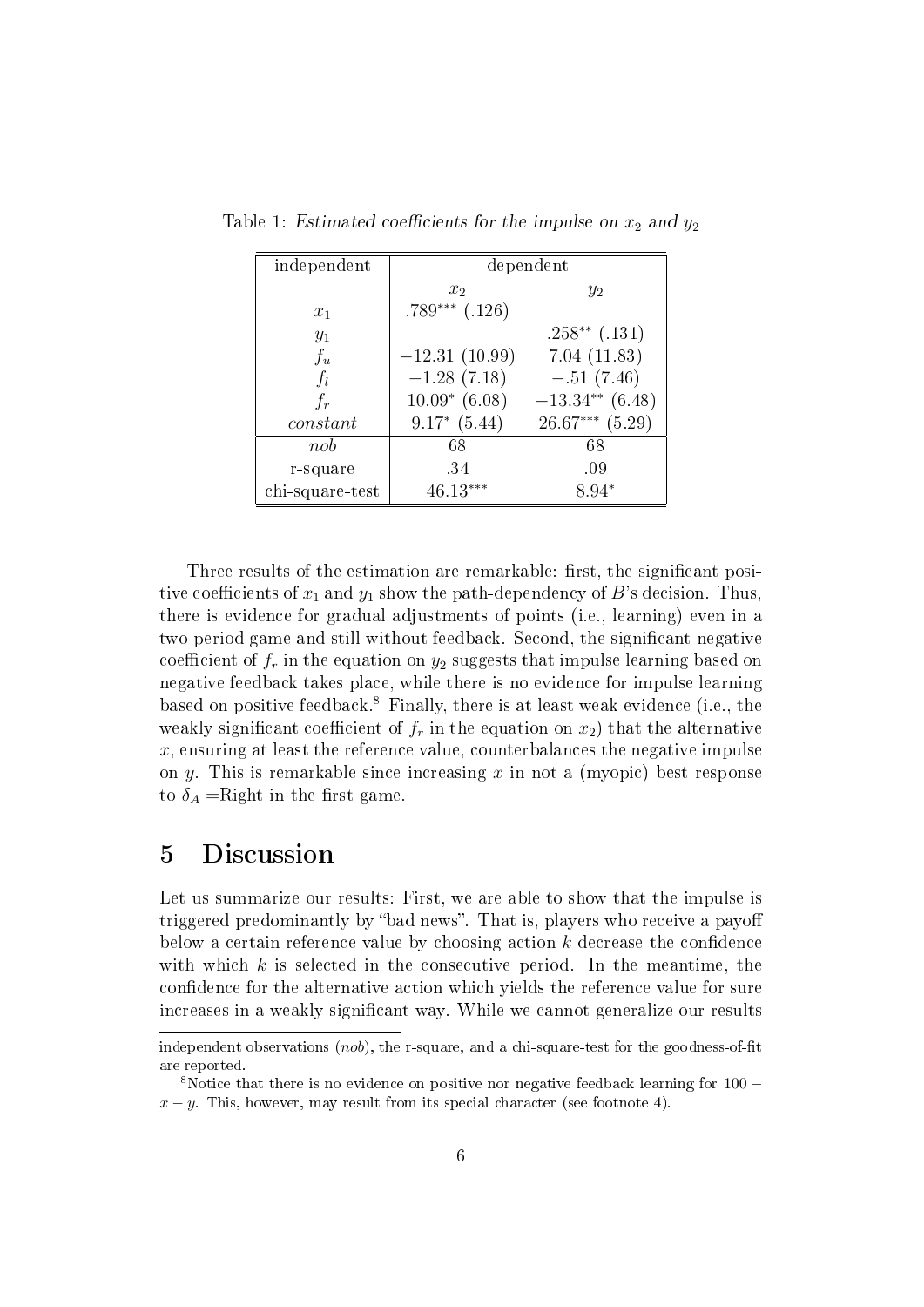Table 1: *Estimated coefficients for the impulse on $x_2$ and $y_2$*

| independent | dependent | |
|---|---|---|
| | $x_2$ | $y_2$ |
| $x_1$ | $.789^{***}$ (.126) | |
| $y_1$ | | $.258^{**}$ (.131) |
| $f_u$ | $-12.31$ (10.99) | 7.04 (11.83) |
| $f_l$ | $-1.28$ (7.18) | $-.51$ (7.46) |
| $f_r$ | $10.09^{*}$ (6.08) | $-13.34^{**}$ (6.48) |
| *constant* | $9.17^{*}$ (5.44) | $26.67^{***}$ (5.29) |
| *nob* | 68 | 68 |
| r-square | .34 | .09 |
| chi-square-test | $46.13^{***}$ | $8.94^{*}$ |

Three results of the estimation are remarkable: first, the significant positive coefficients of $x_1$ and $y_1$ show the path-dependency of $B$'s decision. Thus, there is evidence for gradual adjustments of points (i.e., learning) even in a two-period game and still without feedback. Second, the significant negative coefficient of $f_r$ in the equation on $y_2$ suggests that impulse learning based on negative feedback takes place, while there is no evidence for impulse learning based on positive feedback.[8] Finally, there is at least weak evidence (i.e., the weakly significant coefficient of $f_r$ in the equation on $x_2$) that the alternative $x$, ensuring at least the reference value, counterbalances the negative impulse on $y$. This is remarkable since increasing $x$ in not a (myopic) best response to $\delta_A$ =Right in the first game.

## 5 Discussion

Let us summarize our results: First, we are able to show that the impulse is triggered predominantly by "bad news". That is, players who receive a payoff below a certain reference value by choosing action $k$ decrease the confidence with which $k$ is selected in the consecutive period. In the meantime, the confidence for the alternative action which yields the reference value for sure increases in a weakly significant way. While we cannot generalize our results

independent observations (*nob*), the r-square, and a chi-square-test for the goodness-of-fit are reported.

[8] Notice that there is no evidence on positive nor negative feedback learning for $100 - x - y$. This, however, may result from its special character (see footnote 4).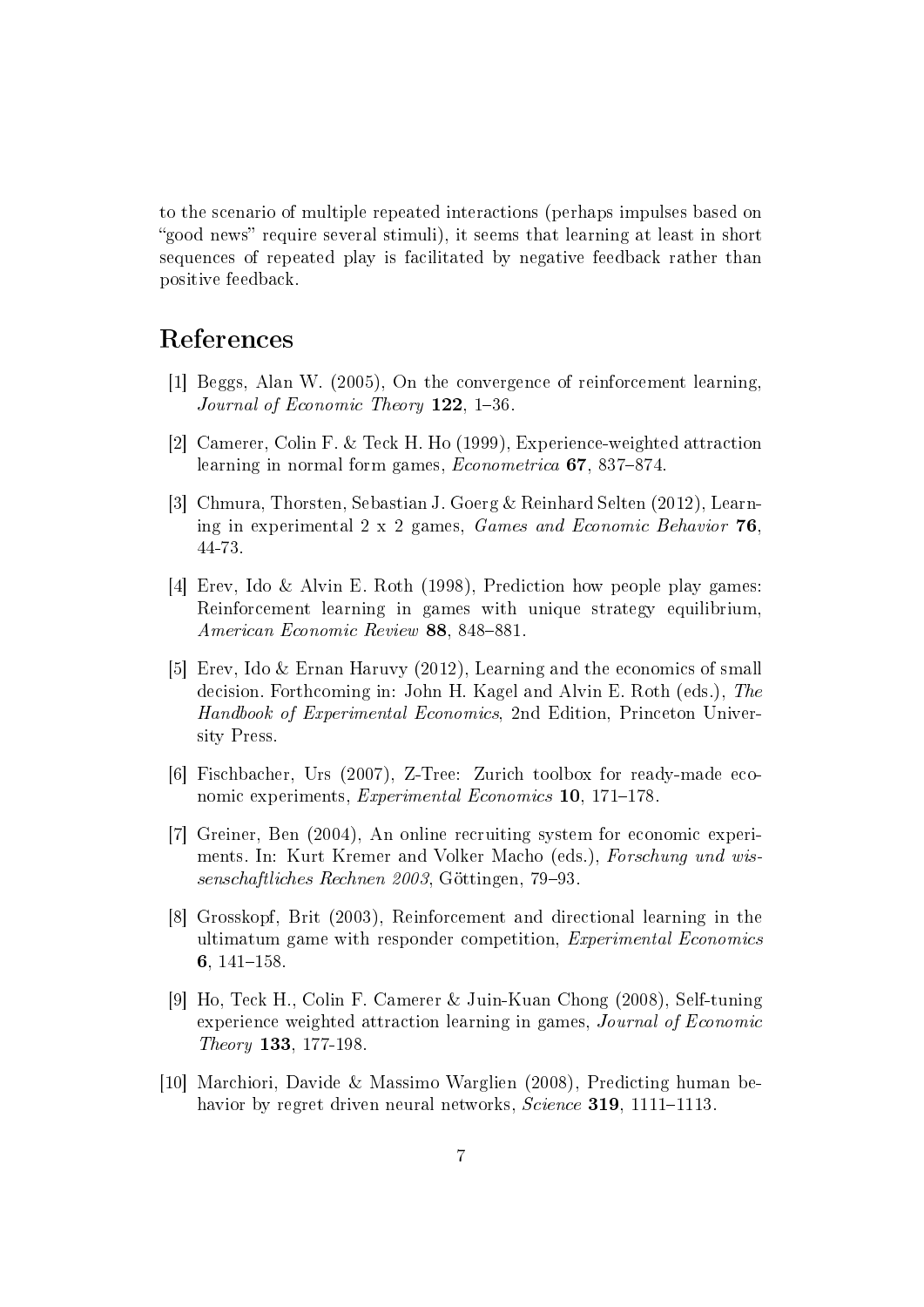to the scenario of multiple repeated interactions (perhaps impulses based on "good news" require several stimuli), it seems that learning at least in short sequences of repeated play is facilitated by negative feedback rather than positive feedback.

# References

[1] Beggs, Alan W. (2005), On the convergence of reinforcement learning, *Journal of Economic Theory* **122**, 1–36.

[2] Camerer, Colin F. & Teck H. Ho (1999), Experience-weighted attraction learning in normal form games, *Econometrica* **67**, 837–874.

[3] Chmura, Thorsten, Sebastian J. Goerg & Reinhard Selten (2012), Learning in experimental 2 x 2 games, *Games and Economic Behavior* **76**, 44-73.

[4] Erev, Ido & Alvin E. Roth (1998), Prediction how people play games: Reinforcement learning in games with unique strategy equilibrium, *American Economic Review* **88**, 848–881.

[5] Erev, Ido & Ernan Haruvy (2012), Learning and the economics of small decision. Forthcoming in: John H. Kagel and Alvin E. Roth (eds.), *The Handbook of Experimental Economics*, 2nd Edition, Princeton University Press.

[6] Fischbacher, Urs (2007), Z-Tree: Zurich toolbox for ready-made economic experiments, *Experimental Economics* **10**, 171–178.

[7] Greiner, Ben (2004), An online recruiting system for economic experiments. In: Kurt Kremer and Volker Macho (eds.), *Forschung und wissenschaftliches Rechnen 2003*, Göttingen, 79–93.

[8] Grosskopf, Brit (2003), Reinforcement and directional learning in the ultimatum game with responder competition, *Experimental Economics* **6**, 141–158.

[9] Ho, Teck H., Colin F. Camerer & Juin-Kuan Chong (2008), Self-tuning experience weighted attraction learning in games, *Journal of Economic Theory* **133**, 177-198.

[10] Marchiori, Davide & Massimo Warglien (2008), Predicting human behavior by regret driven neural networks, *Science* **319**, 1111–1113.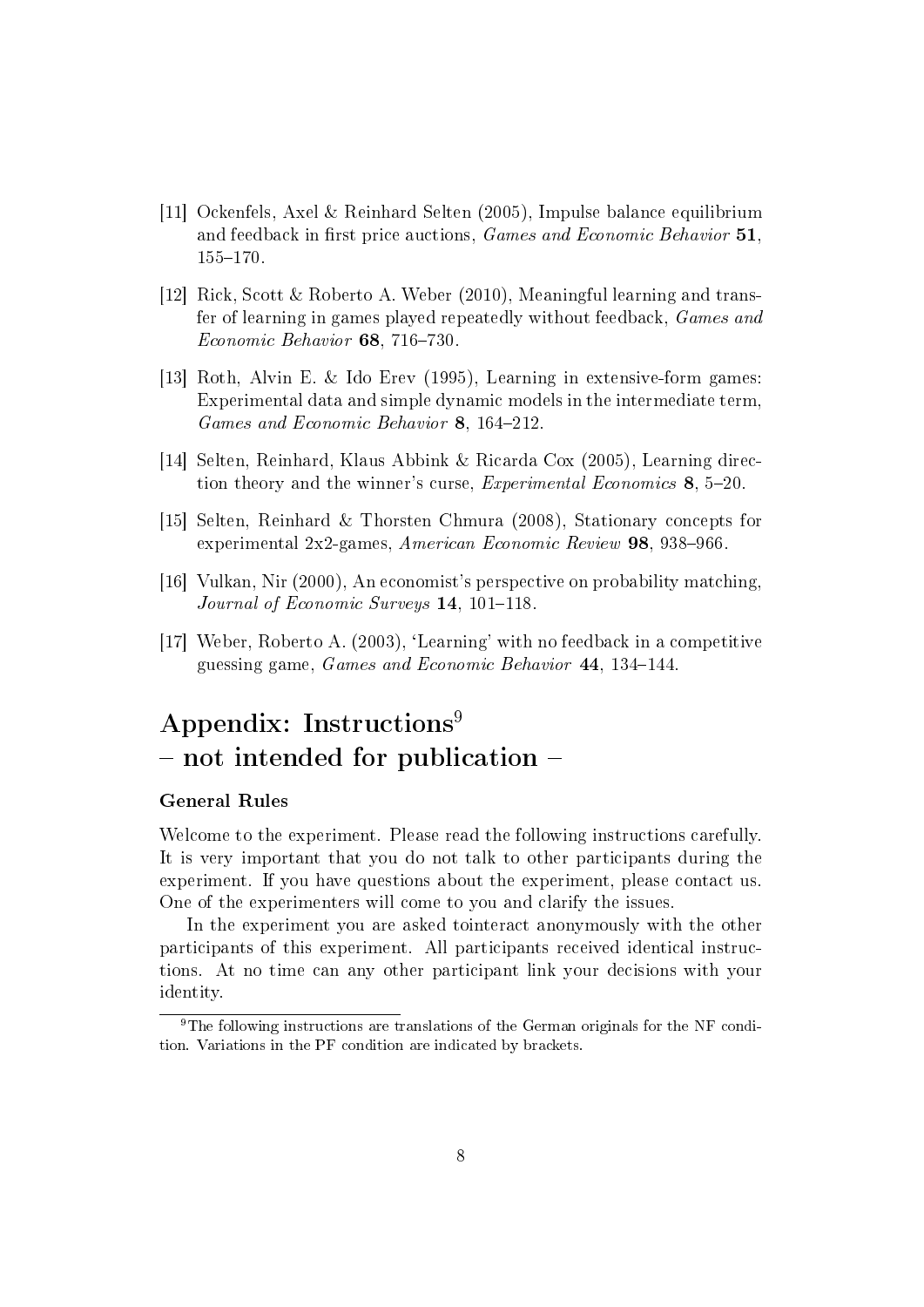[11] Ockenfels, Axel & Reinhard Selten (2005), Impulse balance equilibrium and feedback in first price auctions, *Games and Economic Behavior* **51**, 155–170.

[12] Rick, Scott & Roberto A. Weber (2010), Meaningful learning and transfer of learning in games played repeatedly without feedback, *Games and Economic Behavior* **68**, 716–730.

[13] Roth, Alvin E. & Ido Erev (1995), Learning in extensive-form games: Experimental data and simple dynamic models in the intermediate term, *Games and Economic Behavior* **8**, 164–212.

[14] Selten, Reinhard, Klaus Abbink & Ricarda Cox (2005), Learning direction theory and the winner's curse, *Experimental Economics* **8**, 5–20.

[15] Selten, Reinhard & Thorsten Chmura (2008), Stationary concepts for experimental 2x2-games, *American Economic Review* **98**, 938–966.

[16] Vulkan, Nir (2000), An economist's perspective on probability matching, *Journal of Economic Surveys* **14**, 101–118.

[17] Weber, Roberto A. (2003), 'Learning' with no feedback in a competitive guessing game, *Games and Economic Behavior* **44**, 134–144.

# Appendix: Instructions[9] – not intended for publication –

### General Rules

Welcome to the experiment. Please read the following instructions carefully. It is very important that you do not talk to other participants during the experiment. If you have questions about the experiment, please contact us. One of the experimenters will come to you and clarify the issues.

In the experiment you are asked tointeract anonymously with the other participants of this experiment. All participants received identical instructions. At no time can any other participant link your decisions with your identity.

[9] The following instructions are translations of the German originals for the NF condition. Variations in the PF condition are indicated by brackets.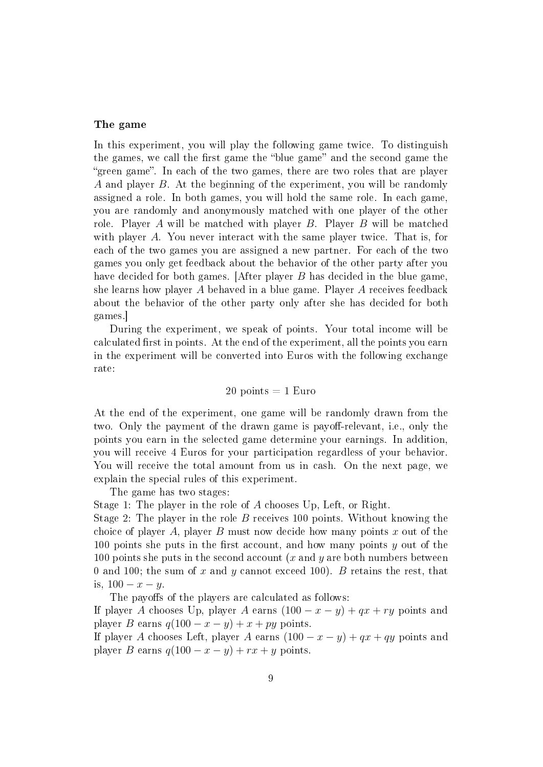**The game**

In this experiment, you will play the following game twice. To distinguish the games, we call the first game the "blue game" and the second game the "green game". In each of the two games, there are two roles that are player $A$ and player $B$. At the beginning of the experiment, you will be randomly assigned a role. In both games, you will hold the same role. In each game, you are randomly and anonymously matched with one player of the other role. Player $A$ will be matched with player $B$. Player $B$ will be matched with player $A$. You never interact with the same player twice. That is, for each of the two games you are assigned a new partner. For each of the two games you only get feedback about the behavior of the other party after you have decided for both games. [After player $B$ has decided in the blue game, she learns how player $A$ behaved in a blue game. Player $A$ receives feedback about the behavior of the other party only after she has decided for both games.]

During the experiment, we speak of points. Your total income will be calculated first in points. At the end of the experiment, all the points you earn in the experiment will be converted into Euros with the following exchange rate:

$$20 \text{ points} = 1 \text{ Euro}$$

At the end of the experiment, one game will be randomly drawn from the two. Only the payment of the drawn game is payoff-relevant, i.e., only the points you earn in the selected game determine your earnings. In addition, you will receive 4 Euros for your participation regardless of your behavior. You will receive the total amount from us in cash. On the next page, we explain the special rules of this experiment.

The game has two stages:

Stage 1: The player in the role of $A$ chooses Up, Left, or Right.

Stage 2: The player in the role $B$ receives 100 points. Without knowing the choice of player $A$, player $B$ must now decide how many points $x$ out of the 100 points she puts in the first account, and how many points $y$ out of the 100 points she puts in the second account ($x$ and $y$ are both numbers between 0 and 100; the sum of $x$ and $y$ cannot exceed 100). $B$ retains the rest, that is, $100 - x - y$.

The payoffs of the players are calculated as follows:

If player $A$ chooses Up, player $A$ earns $(100 - x - y) + qx + ry$ points and player $B$ earns $q(100 - x - y) + x + py$ points.

If player $A$ chooses Left, player $A$ earns $(100 - x - y) + qx + qy$ points and player $B$ earns $q(100 - x - y) + rx + y$ points.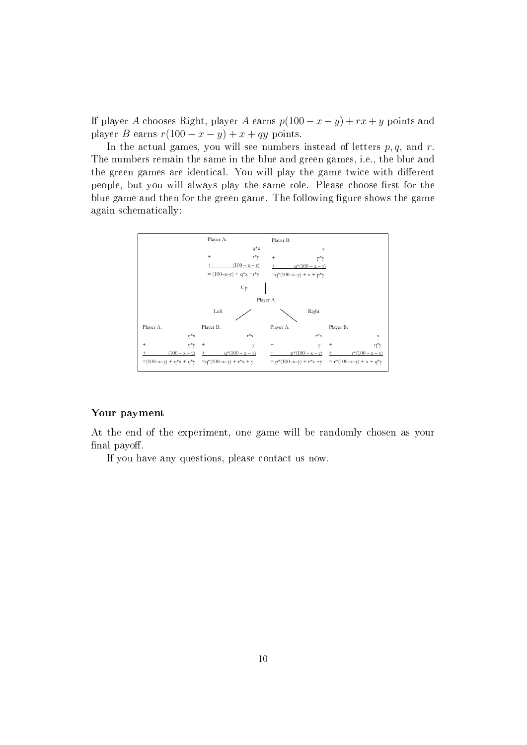If player $A$ chooses Right, player $A$ earns $p(100 - x - y) + rx + y$ points and player $B$ earns $r(100 - x - y) + x + qy$ points.

In the actual games, you will see numbers instead of letters $p, q$, and $r$. The numbers remain the same in the blue and green games, i.e., the blue and the green games are identical. You will play the game twice with different people, but you will always play the same role. Please choose first for the blue game and then for the green game. The following figure shows the game again schematically:

Player A:
q*x
+ r*y
+ (100 – x – y)
= (100–x–y) + q*x +r*y

Player B:
x
+ p*y
+ q*(100 – x – y)
=q*(100–x–y) + x + p*y

Up

Player A

Left

Right

Player A:
q*x
+ q*y
+ (100 – x – y)
=(100–x–y) + q*x + q*y

Player B:
r*x
+ y
+ q*(100 – x – y)
=q*(100–x–y) + r*x + y

Player A:
r*x
+ y
+ p*(100 – x – y)
= p*(100–x–y) + r*x +y

Player B:
x
+ q*y
+ r*(100 – x – y)
= r*(100–x–y) + x + q*y

### Your payment

At the end of the experiment, one game will be randomly chosen as your final payoff.

If you have any questions, please contact us now.